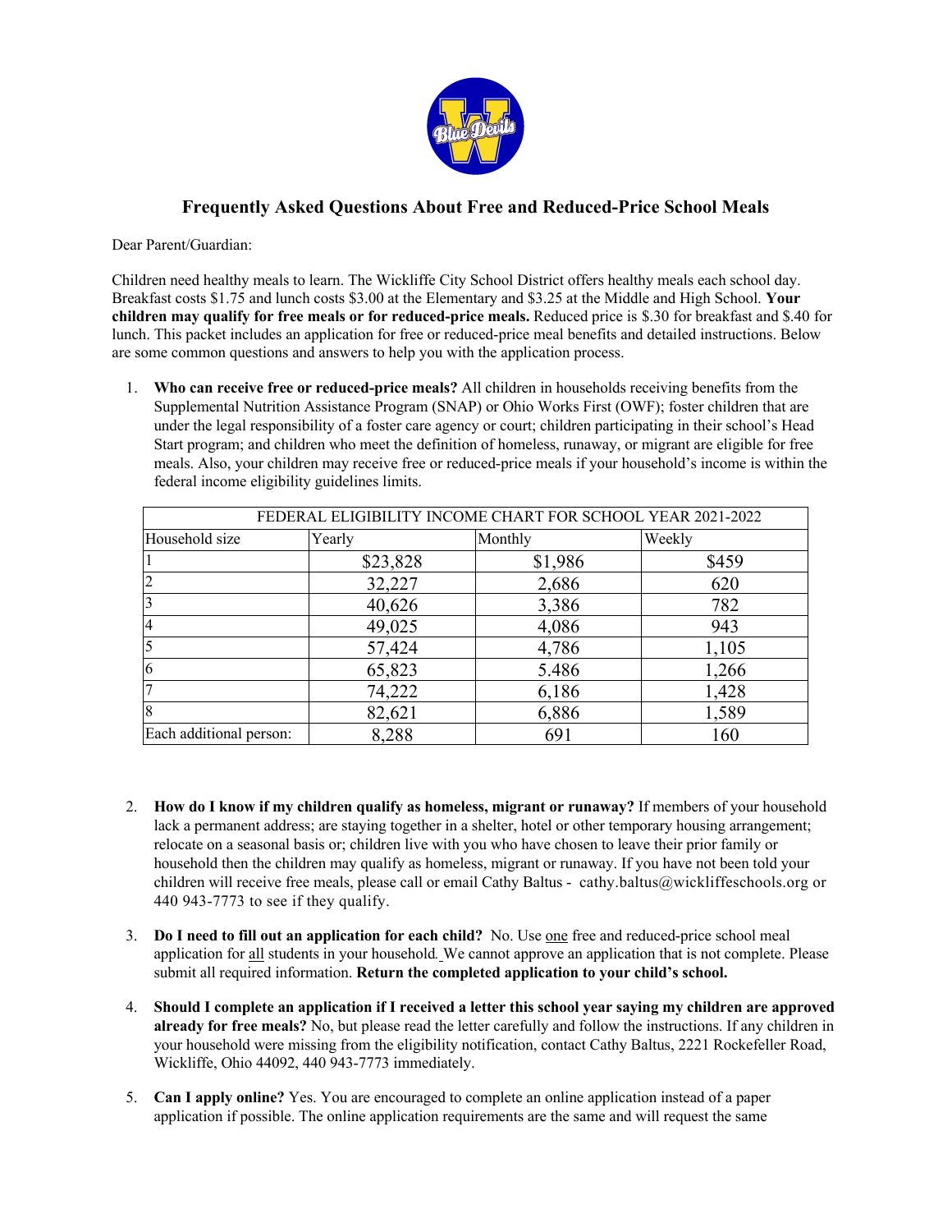# Frequently Asked Questions About Free and Reduced-Price School Meals

Dear Parent/Guardian:

Children need healthy meals to learn. The Wickliffe City School District offers healthy meals each school day. Breakfast costs $1.75 and lunch costs $3.00 at the Elementary and $3.25 at the Middle and High School. **Your children may qualify for free meals or for reduced-price meals.** Reduced price is $.30 for breakfast and $.40 for lunch. This packet includes an application for free or reduced-price meal benefits and detailed instructions. Below are some common questions and answers to help you with the application process.

1. **Who can receive free or reduced-price meals?** All children in households receiving benefits from the Supplemental Nutrition Assistance Program (SNAP) or Ohio Works First (OWF); foster children that are under the legal responsibility of a foster care agency or court; children participating in their school's Head Start program; and children who meet the definition of homeless, runaway, or migrant are eligible for free meals. Also, your children may receive free or reduced-price meals if your household's income is within the federal income eligibility guidelines limits.

| FEDERAL ELIGIBILITY INCOME CHART FOR SCHOOL YEAR 2021-2022 | | | |
|---|---|---|---|
| Household size | Yearly | Monthly | Weekly |
| 1 | $23,828 | $1,986 | $459 |
| 2 | 32,227 | 2,686 | 620 |
| 3 | 40,626 | 3,386 | 782 |
| 4 | 49,025 | 4,086 | 943 |
| 5 | 57,424 | 4,786 | 1,105 |
| 6 | 65,823 | 5.486 | 1,266 |
| 7 | 74,222 | 6,186 | 1,428 |
| 8 | 82,621 | 6,886 | 1,589 |
| Each additional person: | 8,288 | 691 | 160 |

2. **How do I know if my children qualify as homeless, migrant or runaway?** If members of your household lack a permanent address; are staying together in a shelter, hotel or other temporary housing arrangement; relocate on a seasonal basis or; children live with you who have chosen to leave their prior family or household then the children may qualify as homeless, migrant or runaway. If you have not been told your children will receive free meals, please call or email Cathy Baltus - cathy.baltus@wickliffeschools.org or 440 943-7773 to see if they qualify.

3. **Do I need to fill out an application for each child?** No. Use one free and reduced-price school meal application for all students in your household. We cannot approve an application that is not complete. Please submit all required information. **Return the completed application to your child's school.**

4. **Should I complete an application if I received a letter this school year saying my children are approved already for free meals?** No, but please read the letter carefully and follow the instructions. If any children in your household were missing from the eligibility notification, contact Cathy Baltus, 2221 Rockefeller Road, Wickliffe, Ohio 44092, 440 943-7773 immediately.

5. **Can I apply online?** Yes. You are encouraged to complete an online application instead of a paper application if possible. The online application requirements are the same and will request the same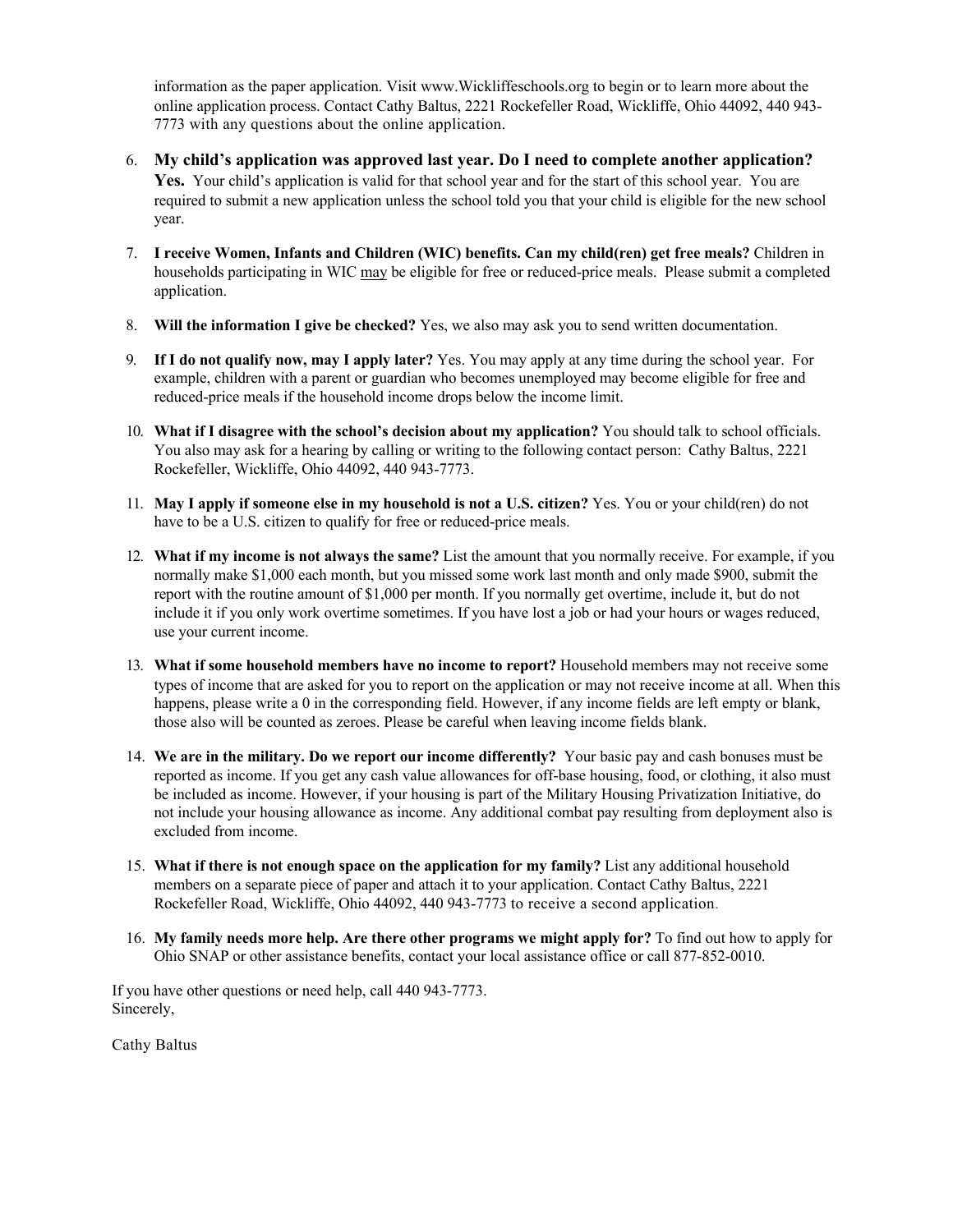information as the paper application. Visit www.Wickliffeschools.org to begin or to learn more about the online application process. Contact Cathy Baltus, 2221 Rockefeller Road, Wickliffe, Ohio 44092, 440 943-7773 with any questions about the online application.

6. **My child's application was approved last year. Do I need to complete another application? Yes.** Your child's application is valid for that school year and for the start of this school year. You are required to submit a new application unless the school told you that your child is eligible for the new school year.

7. **I receive Women, Infants and Children (WIC) benefits. Can my child(ren) get free meals?** Children in households participating in WIC may be eligible for free or reduced-price meals. Please submit a completed application.

8. **Will the information I give be checked?** Yes, we also may ask you to send written documentation.

9. **If I do not qualify now, may I apply later?** Yes. You may apply at any time during the school year. For example, children with a parent or guardian who becomes unemployed may become eligible for free and reduced-price meals if the household income drops below the income limit.

10. **What if I disagree with the school's decision about my application?** You should talk to school officials. You also may ask for a hearing by calling or writing to the following contact person: Cathy Baltus, 2221 Rockefeller, Wickliffe, Ohio 44092, 440 943-7773.

11. **May I apply if someone else in my household is not a U.S. citizen?** Yes. You or your child(ren) do not have to be a U.S. citizen to qualify for free or reduced-price meals.

12. **What if my income is not always the same?** List the amount that you normally receive. For example, if you normally make $1,000 each month, but you missed some work last month and only made $900, submit the report with the routine amount of $1,000 per month. If you normally get overtime, include it, but do not include it if you only work overtime sometimes. If you have lost a job or had your hours or wages reduced, use your current income.

13. **What if some household members have no income to report?** Household members may not receive some types of income that are asked for you to report on the application or may not receive income at all. When this happens, please write a 0 in the corresponding field. However, if any income fields are left empty or blank, those also will be counted as zeroes. Please be careful when leaving income fields blank.

14. **We are in the military. Do we report our income differently?** Your basic pay and cash bonuses must be reported as income. If you get any cash value allowances for off-base housing, food, or clothing, it also must be included as income. However, if your housing is part of the Military Housing Privatization Initiative, do not include your housing allowance as income. Any additional combat pay resulting from deployment also is excluded from income.

15. **What if there is not enough space on the application for my family?** List any additional household members on a separate piece of paper and attach it to your application. Contact Cathy Baltus, 2221 Rockefeller Road, Wickliffe, Ohio 44092, 440 943-7773 to receive a second application.

16. **My family needs more help. Are there other programs we might apply for?** To find out how to apply for Ohio SNAP or other assistance benefits, contact your local assistance office or call 877-852-0010.

If you have other questions or need help, call 440 943-7773.
Sincerely,

Cathy Baltus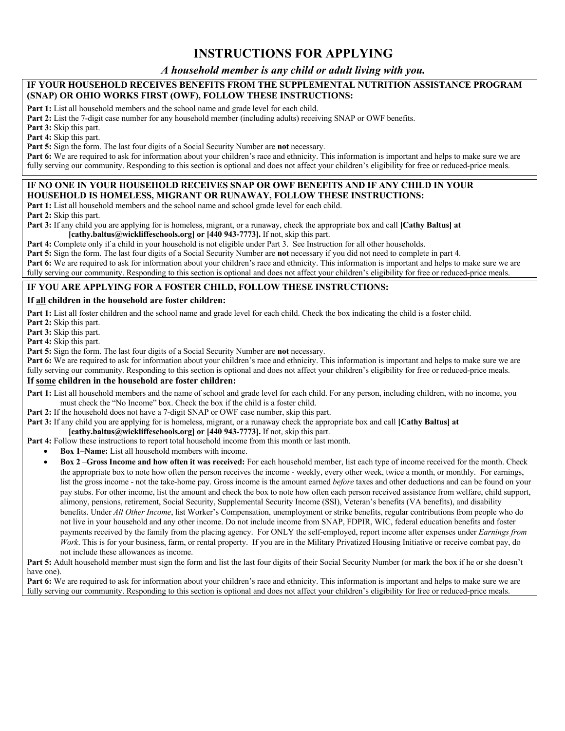# INSTRUCTIONS FOR APPLYING

*A household member is any child or adult living with you.*

## IF YOUR HOUSEHOLD RECEIVES BENEFITS FROM THE SUPPLEMENTAL NUTRITION ASSISTANCE PROGRAM (SNAP) OR OHIO WORKS FIRST (OWF), FOLLOW THESE INSTRUCTIONS:

**Part 1:** List all household members and the school name and grade level for each child.

**Part 2:** List the 7-digit case number for any household member (including adults) receiving SNAP or OWF benefits.

**Part 3:** Skip this part.

**Part 4:** Skip this part.

**Part 5:** Sign the form. The last four digits of a Social Security Number are **not** necessary.

**Part 6:** We are required to ask for information about your children's race and ethnicity. This information is important and helps to make sure we are fully serving our community. Responding to this section is optional and does not affect your children's eligibility for free or reduced-price meals.

## IF NO ONE IN YOUR HOUSEHOLD RECEIVES SNAP OR OWF BENEFITS AND IF ANY CHILD IN YOUR HOUSEHOLD IS HOMELESS, MIGRANT OR RUNAWAY, FOLLOW THESE INSTRUCTIONS:

**Part 1:** List all household members and the school name and school grade level for each child.

**Part 2:** Skip this part.

**Part 3:** If any child you are applying for is homeless, migrant, or a runaway, check the appropriate box and call **[Cathy Baltus] at [cathy.baltus@wickliffeschools.org] or [440 943-7773].** If not, skip this part.

**Part 4:** Complete only if a child in your household is not eligible under Part 3. See Instruction for all other households.

**Part 5:** Sign the form. The last four digits of a Social Security Number are **not** necessary if you did not need to complete in part 4.

**Part 6:** We are required to ask for information about your children's race and ethnicity. This information is important and helps to make sure we are fully serving our community. Responding to this section is optional and does not affect your children's eligibility for free or reduced-price meals.

## IF YOU ARE APPLYING FOR A FOSTER CHILD, FOLLOW THESE INSTRUCTIONS:

### If all children in the household are foster children:

**Part 1:** List all foster children and the school name and grade level for each child. Check the box indicating the child is a foster child.

**Part 2:** Skip this part.

**Part 3:** Skip this part.

**Part 4:** Skip this part.

**Part 5:** Sign the form. The last four digits of a Social Security Number are **not** necessary.

**Part 6:** We are required to ask for information about your children's race and ethnicity. This information is important and helps to make sure we are fully serving our community. Responding to this section is optional and does not affect your children's eligibility for free or reduced-price meals.

### If some children in the household are foster children:

**Part 1:** List all household members and the name of school and grade level for each child. For any person, including children, with no income, you must check the "No Income" box. Check the box if the child is a foster child.

**Part 2:** If the household does not have a 7-digit SNAP or OWF case number, skip this part.

**Part 3:** If any child you are applying for is homeless, migrant, or a runaway check the appropriate box and call **[Cathy Baltus] at [cathy.baltus@wickliffeschools.org] or [440 943-7773].** If not, skip this part.

**Part 4:** Follow these instructions to report total household income from this month or last month.

- **Box 1–Name:** List all household members with income.
- **Box 2 –Gross Income and how often it was received:** For each household member, list each type of income received for the month. Check the appropriate box to note how often the person receives the income - weekly, every other week, twice a month, or monthly. For earnings, list the gross income - not the take-home pay. Gross income is the amount earned *before* taxes and other deductions and can be found on your pay stubs. For other income, list the amount and check the box to note how often each person received assistance from welfare, child support, alimony, pensions, retirement, Social Security, Supplemental Security Income (SSI), Veteran's benefits (VA benefits), and disability benefits. Under *All Other Income*, list Worker's Compensation, unemployment or strike benefits, regular contributions from people who do not live in your household and any other income. Do not include income from SNAP, FDPIR, WIC, federal education benefits and foster payments received by the family from the placing agency. For ONLY the self-employed, report income after expenses under *Earnings from Work*. This is for your business, farm, or rental property. If you are in the Military Privatized Housing Initiative or receive combat pay, do not include these allowances as income.

**Part 5:** Adult household member must sign the form and list the last four digits of their Social Security Number (or mark the box if he or she doesn't have one).

**Part 6:** We are required to ask for information about your children's race and ethnicity. This information is important and helps to make sure we are fully serving our community. Responding to this section is optional and does not affect your children's eligibility for free or reduced-price meals.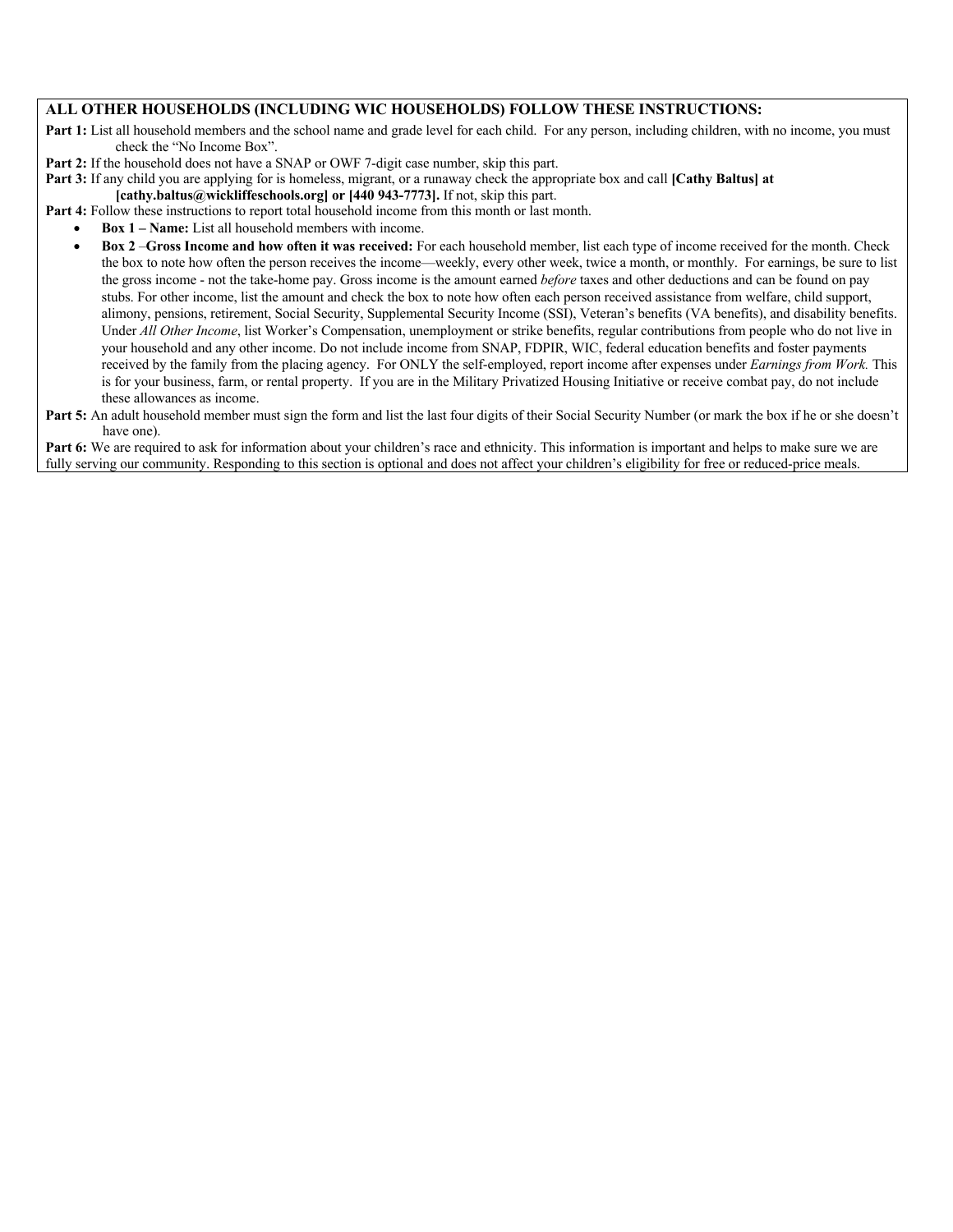## ALL OTHER HOUSEHOLDS (INCLUDING WIC HOUSEHOLDS) FOLLOW THESE INSTRUCTIONS:

**Part 1:** List all household members and the school name and grade level for each child. For any person, including children, with no income, you must check the "No Income Box".

**Part 2:** If the household does not have a SNAP or OWF 7-digit case number, skip this part.

**Part 3:** If any child you are applying for is homeless, migrant, or a runaway check the appropriate box and call **[Cathy Baltus] at [cathy.baltus@wickliffeschools.org] or [440 943-7773].** If not, skip this part.

**Part 4:** Follow these instructions to report total household income from this month or last month.

- **Box 1 – Name:** List all household members with income.
- **Box 2** –**Gross Income and how often it was received:** For each household member, list each type of income received for the month. Check the box to note how often the person receives the income—weekly, every other week, twice a month, or monthly. For earnings, be sure to list the gross income - not the take-home pay. Gross income is the amount earned *before* taxes and other deductions and can be found on pay stubs. For other income, list the amount and check the box to note how often each person received assistance from welfare, child support, alimony, pensions, retirement, Social Security, Supplemental Security Income (SSI), Veteran's benefits (VA benefits), and disability benefits. Under *All Other Income*, list Worker's Compensation, unemployment or strike benefits, regular contributions from people who do not live in your household and any other income. Do not include income from SNAP, FDPIR, WIC, federal education benefits and foster payments received by the family from the placing agency. For ONLY the self-employed, report income after expenses under *Earnings from Work.* This is for your business, farm, or rental property. If you are in the Military Privatized Housing Initiative or receive combat pay, do not include these allowances as income.

**Part 5:** An adult household member must sign the form and list the last four digits of their Social Security Number (or mark the box if he or she doesn't have one).

**Part 6:** We are required to ask for information about your children's race and ethnicity. This information is important and helps to make sure we are fully serving our community. Responding to this section is optional and does not affect your children's eligibility for free or reduced-price meals.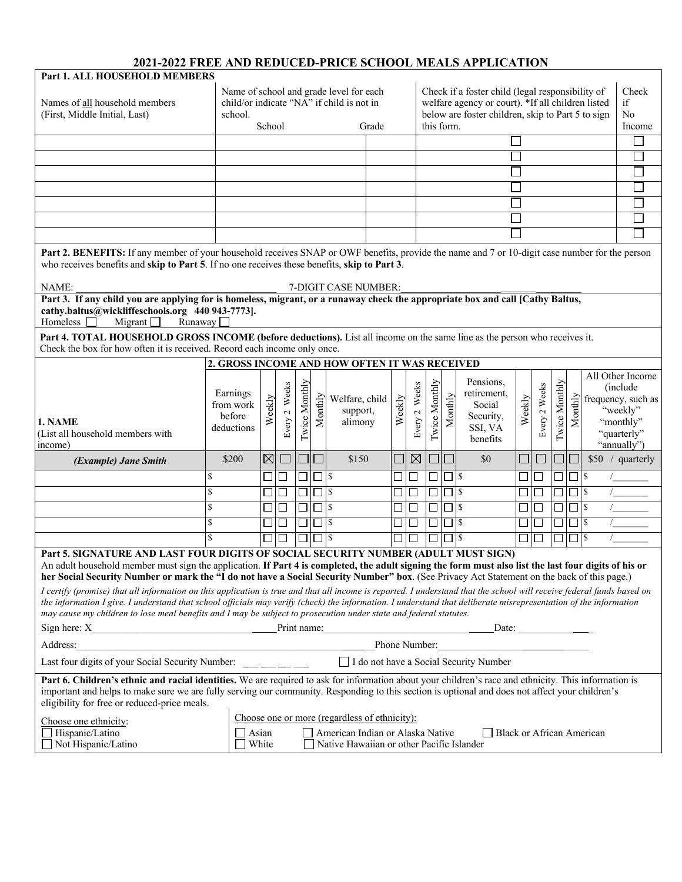# 2021-2022 FREE AND REDUCED-PRICE SCHOOL MEALS APPLICATION

## Part 1. ALL HOUSEHOLD MEMBERS

| Names of all household members (First, Middle Initial, Last) | Name of school and grade level for each child/or indicate "NA" if child is not in school. School | Grade | Check if a foster child (legal responsibility of welfare agency or court). *If all children listed below are foster children, skip to Part 5 to sign this form. | Check if No Income |
|---|---|---|---|---|
| | | | ☐ | ☐ |
| | | | ☐ | ☐ |
| | | | ☐ | ☐ |
| | | | ☐ | ☐ |
| | | | ☐ | ☐ |
| | | | ☐ | ☐ |
| | | | ☐ | ☐ |

**Part 2. BENEFITS:** If any member of your household receives SNAP or OWF benefits, provide the name and 7 or 10-digit case number for the person who receives benefits and **skip to Part 5**. If no one receives these benefits, **skip to Part 3**.

NAME: ______________________ 7-DIGIT CASE NUMBER: ______________________

**Part 3. If any child you are applying for is homeless, migrant, or a runaway check the appropriate box and call [Cathy Baltus, cathy.baltus@wickliffeschools.org 440 943-7773].**

Homeless ☐ Migrant ☐ Runaway ☐

**Part 4. TOTAL HOUSEHOLD GROSS INCOME (before deductions).** List all income on the same line as the person who receives it. Check the box for how often it is received. Record each income only once.

| 1. NAME (List all household members with income) | 2. GROSS INCOME AND HOW OFTEN IT WAS RECEIVED Earnings from work before deductions | Weekly | Every 2 Weeks | Twice Monthly | Monthly | Welfare, child support, alimony | Weekly | Every 2 Weeks | Twice Monthly | Monthly | Pensions, retirement, Social Security, SSI, VA benefits | Weekly | Every 2 Weeks | Twice Monthly | Monthly | All Other Income (include frequency, such as "weekly" "monthly" "quarterly" "annually") |
|---|---|---|---|---|---|---|---|---|---|---|---|---|---|---|---|---|
| ***(Example) Jane Smith*** | $200 | ☒ | ☐ | ☐ | ☐ | $150 | ☐ | ☒ | ☐ | ☐ | $0 | ☐ | ☐ | ☐ | ☐ | $50 / quarterly |
| | $ | ☐ | ☐ | ☐ | ☐ | $ | ☐ | ☐ | ☐ | ☐ | $ | ☐ | ☐ | ☐ | ☐ | $ /_______ |
| | $ | ☐ | ☐ | ☐ | ☐ | $ | ☐ | ☐ | ☐ | ☐ | $ | ☐ | ☐ | ☐ | ☐ | $ /_______ |
| | $ | ☐ | ☐ | ☐ | ☐ | $ | ☐ | ☐ | ☐ | ☐ | $ | ☐ | ☐ | ☐ | ☐ | $ /_______ |
| | $ | ☐ | ☐ | ☐ | ☐ | $ | ☐ | ☐ | ☐ | ☐ | $ | ☐ | ☐ | ☐ | ☐ | $ /_______ |
| | $ | ☐ | ☐ | ☐ | ☐ | $ | ☐ | ☐ | ☐ | ☐ | $ | ☐ | ☐ | ☐ | ☐ | $ /_______ |

**Part 5. SIGNATURE AND LAST FOUR DIGITS OF SOCIAL SECURITY NUMBER (ADULT MUST SIGN)**

An adult household member must sign the application. **If Part 4 is completed, the adult signing the form must also list the last four digits of his or her Social Security Number or mark the "I do not have a Social Security Number" box**. (See Privacy Act Statement on the back of this page.)

*I certify (promise) that all information on this application is true and that all income is reported. I understand that the school will receive federal funds based on the information I give. I understand that school officials may verify (check) the information. I understand that deliberate misrepresentation of the information may cause my children to lose meal benefits and I may be subject to prosecution under state and federal statutes.*

Sign here: X______________________ Print name:______________________ Date: __________

Address:______________________________________ Phone Number:______________________

Last four digits of your Social Security Number: ___ ___ ___ ___ ☐ I do not have a Social Security Number

**Part 6. Children's ethnic and racial identities.** We are required to ask for information about your children's race and ethnicity. This information is important and helps to make sure we are fully serving our community. Responding to this section is optional and does not affect your children's eligibility for free or reduced-price meals.

Choose one ethnicity:
- ☐ Hispanic/Latino
- ☐ Not Hispanic/Latino

Choose one or more (regardless of ethnicity):
- ☐ Asian
- ☐ White
- ☐ American Indian or Alaska Native
- ☐ Native Hawaiian or other Pacific Islander
- ☐ Black or African American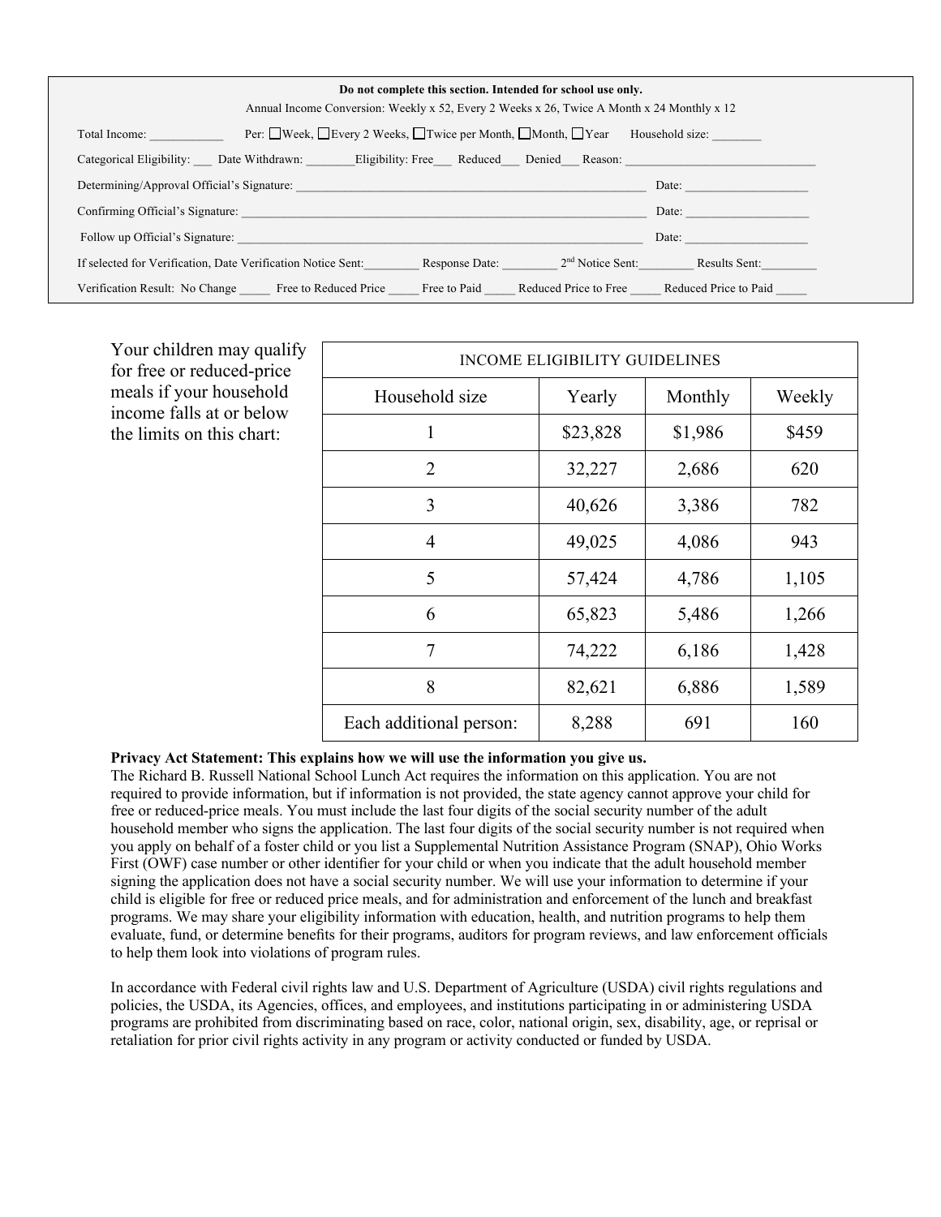**Do not complete this section. Intended for school use only.**

Annual Income Conversion: Weekly x 52, Every 2 Weeks x 26, Twice A Month x 24 Monthly x 12

Total Income: ____________ Per: ☐Week, ☐Every 2 Weeks, ☐Twice per Month, ☐Month, ☐Year Household size: ________

Categorical Eligibility: ___ Date Withdrawn: ________Eligibility: Free___ Reduced___ Denied___ Reason: ________________________________

Determining/Approval Official's Signature: ____________________________________________________________ Date: ____________________

Confirming Official's Signature: ____________________________________________________________________ Date: ____________________

Follow up Official's Signature: _____________________________________________________________________ Date: ____________________

If selected for Verification, Date Verification Notice Sent:_________ Response Date: _________ 2nd Notice Sent:_________ Results Sent:_________

Verification Result: No Change _____ Free to Reduced Price _____ Free to Paid _____ Reduced Price to Free _____ Reduced Price to Paid _____

Your children may qualify for free or reduced-price meals if your household income falls at or below the limits on this chart:

| INCOME ELIGIBILITY GUIDELINES | | | |
|---|---|---|---|
| Household size | Yearly | Monthly | Weekly |
| 1 | $23,828 | $1,986 | $459 |
| 2 | 32,227 | 2,686 | 620 |
| 3 | 40,626 | 3,386 | 782 |
| 4 | 49,025 | 4,086 | 943 |
| 5 | 57,424 | 4,786 | 1,105 |
| 6 | 65,823 | 5,486 | 1,266 |
| 7 | 74,222 | 6,186 | 1,428 |
| 8 | 82,621 | 6,886 | 1,589 |
| Each additional person: | 8,288 | 691 | 160 |

**Privacy Act Statement: This explains how we will use the information you give us.**
The Richard B. Russell National School Lunch Act requires the information on this application. You are not required to provide information, but if information is not provided, the state agency cannot approve your child for free or reduced-price meals. You must include the last four digits of the social security number of the adult household member who signs the application. The last four digits of the social security number is not required when you apply on behalf of a foster child or you list a Supplemental Nutrition Assistance Program (SNAP), Ohio Works First (OWF) case number or other identifier for your child or when you indicate that the adult household member signing the application does not have a social security number. We will use your information to determine if your child is eligible for free or reduced price meals, and for administration and enforcement of the lunch and breakfast programs. We may share your eligibility information with education, health, and nutrition programs to help them evaluate, fund, or determine benefits for their programs, auditors for program reviews, and law enforcement officials to help them look into violations of program rules.

In accordance with Federal civil rights law and U.S. Department of Agriculture (USDA) civil rights regulations and policies, the USDA, its Agencies, offices, and employees, and institutions participating in or administering USDA programs are prohibited from discriminating based on race, color, national origin, sex, disability, age, or reprisal or retaliation for prior civil rights activity in any program or activity conducted or funded by USDA.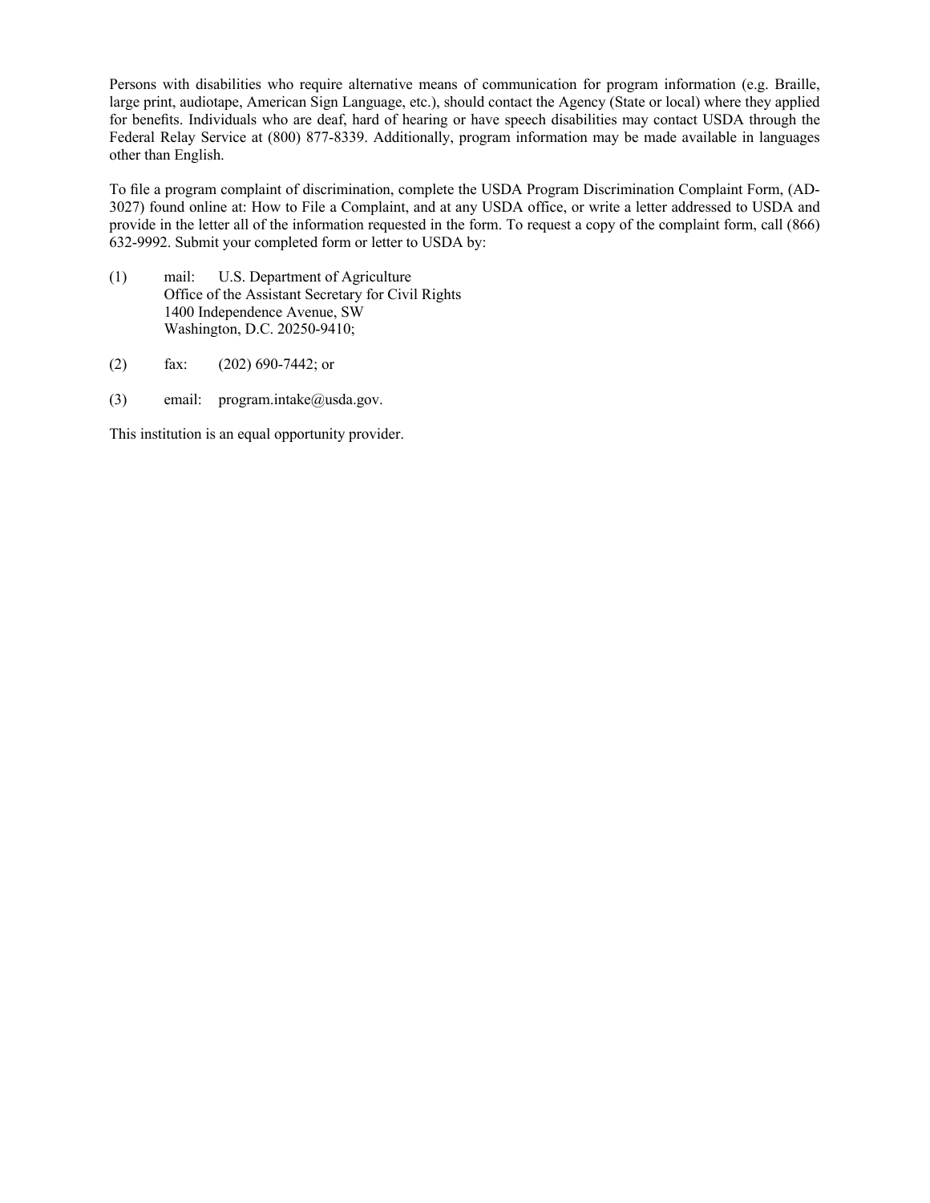Persons with disabilities who require alternative means of communication for program information (e.g. Braille, large print, audiotape, American Sign Language, etc.), should contact the Agency (State or local) where they applied for benefits. Individuals who are deaf, hard of hearing or have speech disabilities may contact USDA through the Federal Relay Service at (800) 877-8339. Additionally, program information may be made available in languages other than English.

To file a program complaint of discrimination, complete the USDA Program Discrimination Complaint Form, (AD-3027) found online at: How to File a Complaint, and at any USDA office, or write a letter addressed to USDA and provide in the letter all of the information requested in the form. To request a copy of the complaint form, call (866) 632-9992. Submit your completed form or letter to USDA by:

(1) mail: U.S. Department of Agriculture
Office of the Assistant Secretary for Civil Rights
1400 Independence Avenue, SW
Washington, D.C. 20250-9410;

(2) fax: (202) 690-7442; or

(3) email: program.intake@usda.gov.

This institution is an equal opportunity provider.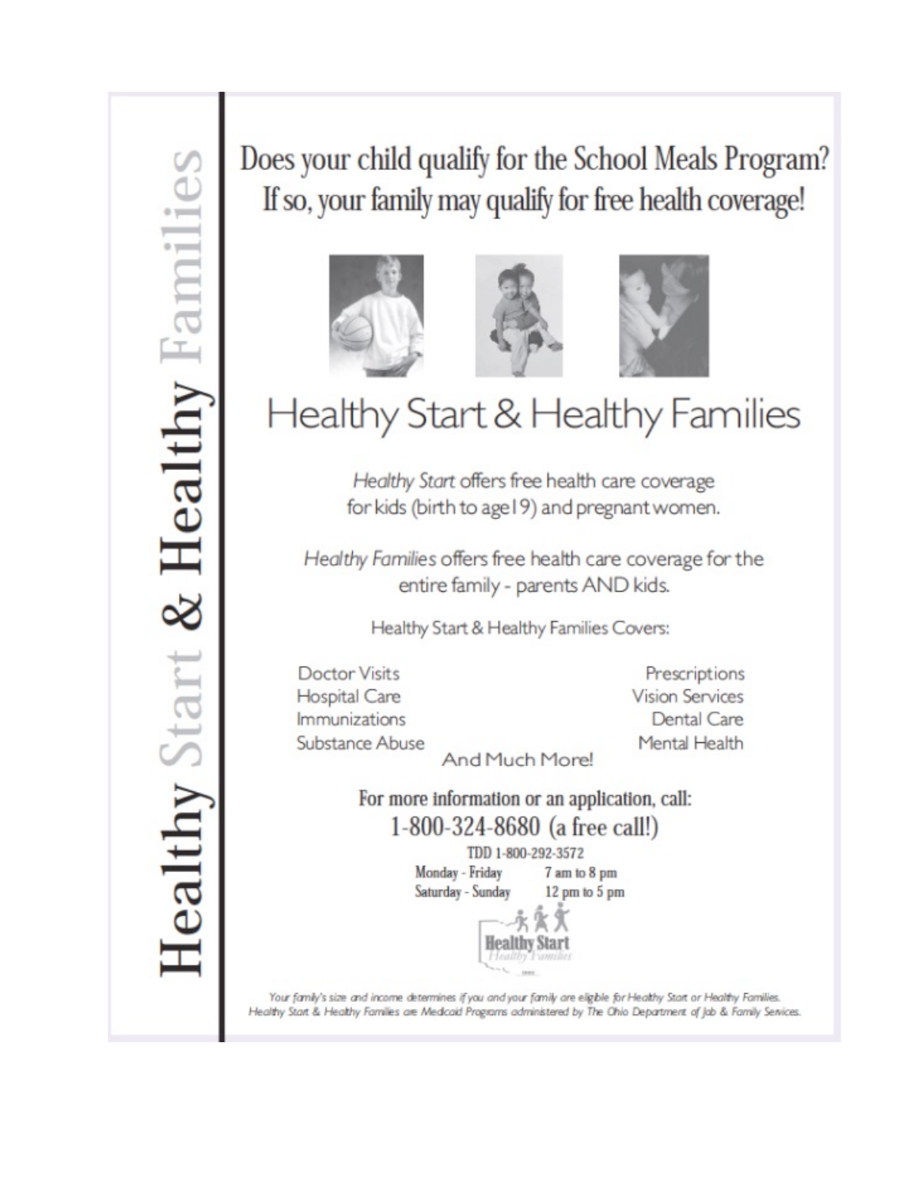Healthy Start & Healthy Families

# Does your child qualify for the School Meals Program? If so, your family may qualify for free health coverage!

## Healthy Start & Healthy Families

*Healthy Start* offers free health care coverage for kids (birth to age19) and pregnant women.

*Healthy Families* offers free health care coverage for the entire family - parents AND kids.

Healthy Start & Healthy Families Covers:

- Doctor Visits
- Hospital Care
- Immunizations
- Substance Abuse
- Prescriptions
- Vision Services
- Dental Care
- Mental Health

And Much More!

**For more information or an application, call:**

**1-800-324-8680 (a free call!)**

TDD 1-800-292-3572

Monday - Friday 7 am to 8 pm

Saturday - Sunday 12 pm to 5 pm

Healthy Start Healthy Families

*Your family's size and income determines if you and your family are eligible for Healthy Start or Healthy Families. Healthy Start & Healthy Families are Medicaid Programs administered by The Ohio Department of Job & Family Services.*